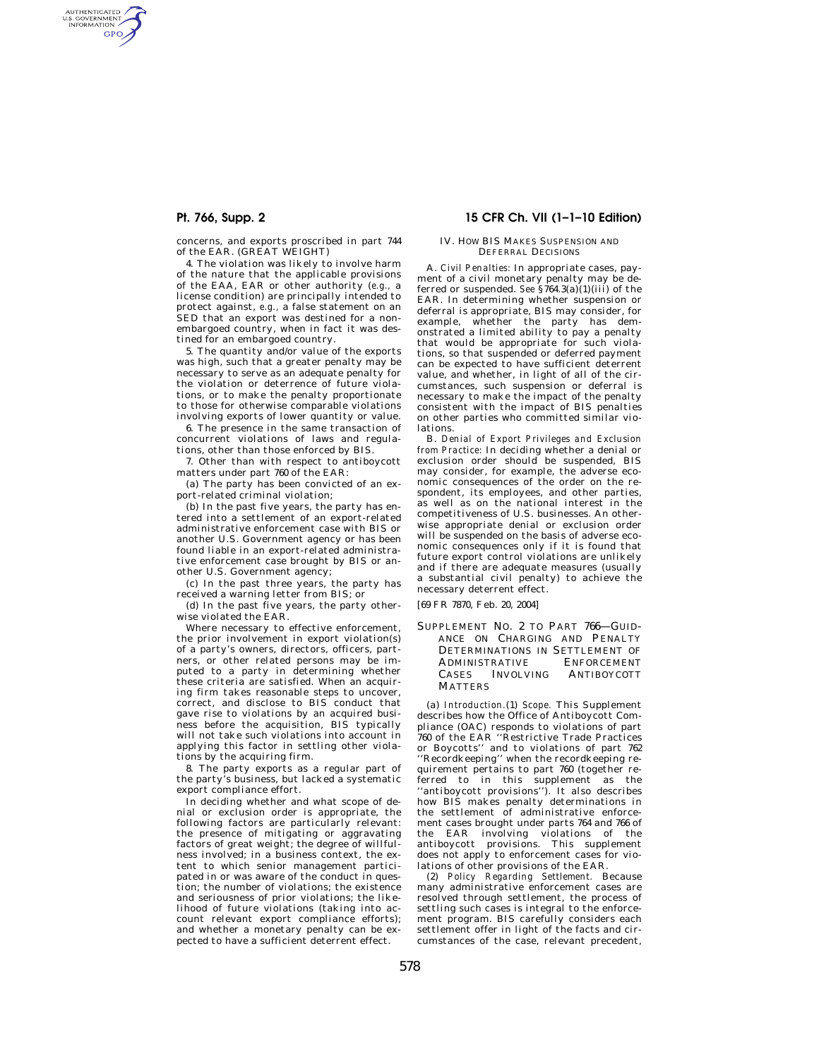concerns, and exports proscribed in part 744 of the EAR. (GREAT WEIGHT)

4. The violation was likely to involve harm of the nature that the applicable provisions of the EAA, EAR or other authority (*e.g.,* a license condition) are principally intended to protect against, *e.g.,* a false statement on an SED that an export was destined for a non-embargoed country, when in fact it was destined for an embargoed country.

5. The quantity and/or value of the exports was high, such that a greater penalty may be necessary to serve as an adequate penalty for the violation or deterrence of future violations, or to make the penalty proportionate to those for otherwise comparable violations involving exports of lower quantity or value.

6. The presence in the same transaction of concurrent violations of laws and regulations, other than those enforced by BIS.

7. Other than with respect to antiboycott matters under part 760 of the EAR:

(a) The party has been convicted of an export-related criminal violation;

(b) In the past five years, the party has entered into a settlement of an export-related administrative enforcement case with BIS or another U.S. Government agency or has been found liable in an export-related administrative enforcement case brought by BIS or another U.S. Government agency;

(c) In the past three years, the party has received a warning letter from BIS; or

(d) In the past five years, the party otherwise violated the EAR.

Where necessary to effective enforcement, the prior involvement in export violation(s) of a party's owners, directors, officers, partners, or other related persons may be imputed to a party in determining whether these criteria are satisfied. When an acquiring firm takes reasonable steps to uncover, correct, and disclose to BIS conduct that gave rise to violations by an acquired business before the acquisition, BIS typically will not take such violations into account in applying this factor in settling other violations by the acquiring firm.

8. The party exports as a regular part of the party's business, but lacked a systematic export compliance effort.

In deciding whether and what scope of denial or exclusion order is appropriate, the following factors are particularly relevant: the presence of mitigating or aggravating factors of great weight; the degree of willfulness involved; in a business context, the extent to which senior management participated in or was aware of the conduct in question; the number of violations; the existence and seriousness of prior violations; the likelihood of future violations (taking into account relevant export compliance efforts); and whether a monetary penalty can be expected to have a sufficient deterrent effect.

## IV. HOW BIS MAKES SUSPENSION AND DEFERRAL DECISIONS

A. *Civil Penalties:* In appropriate cases, payment of a civil monetary penalty may be deferred or suspended. *See* §764.3(a)(1)(iii) of the EAR. In determining whether suspension or deferral is appropriate, BIS may consider, for example, whether the party has demonstrated a limited ability to pay a penalty that would be appropriate for such violations, so that suspended or deferred payment can be expected to have sufficient deterrent value, and whether, in light of all of the circumstances, such suspension or deferral is necessary to make the impact of the penalty consistent with the impact of BIS penalties on other parties who committed similar violations.

B. *Denial of Export Privileges and Exclusion from Practice:* In deciding whether a denial or exclusion order should be suspended, BIS may consider, for example, the adverse economic consequences of the order on the respondent, its employees, and other parties, as well as on the national interest in the competitiveness of U.S. businesses. An otherwise appropriate denial or exclusion order will be suspended on the basis of adverse economic consequences only if it is found that future export control violations are unlikely and if there are adequate measures (usually a substantial civil penalty) to achieve the necessary deterrent effect.

[69 FR 7870, Feb. 20, 2004]

## SUPPLEMENT NO. 2 TO PART 766—GUIDANCE ON CHARGING AND PENALTY DETERMINATIONS IN SETTLEMENT OF ADMINISTRATIVE ENFORCEMENT CASES INVOLVING ANTIBOYCOTT MATTERS

(a) *Introduction.*(1) *Scope.* This Supplement describes how the Office of Antiboycott Compliance (OAC) responds to violations of part 760 of the EAR ''Restrictive Trade Practices or Boycotts'' and to violations of part 762 ''Recordkeeping'' when the recordkeeping requirement pertains to part 760 (together referred to in this supplement as the ''antiboycott provisions''). It also describes how BIS makes penalty determinations in the settlement of administrative enforcement cases brought under parts 764 and 766 of the EAR involving violations of the antiboycott provisions. This supplement does not apply to enforcement cases for violations of other provisions of the EAR.

(2) *Policy Regarding Settlement.* Because many administrative enforcement cases are resolved through settlement, the process of settling such cases is integral to the enforcement program. BIS carefully considers each settlement offer in light of the facts and circumstances of the case, relevant precedent,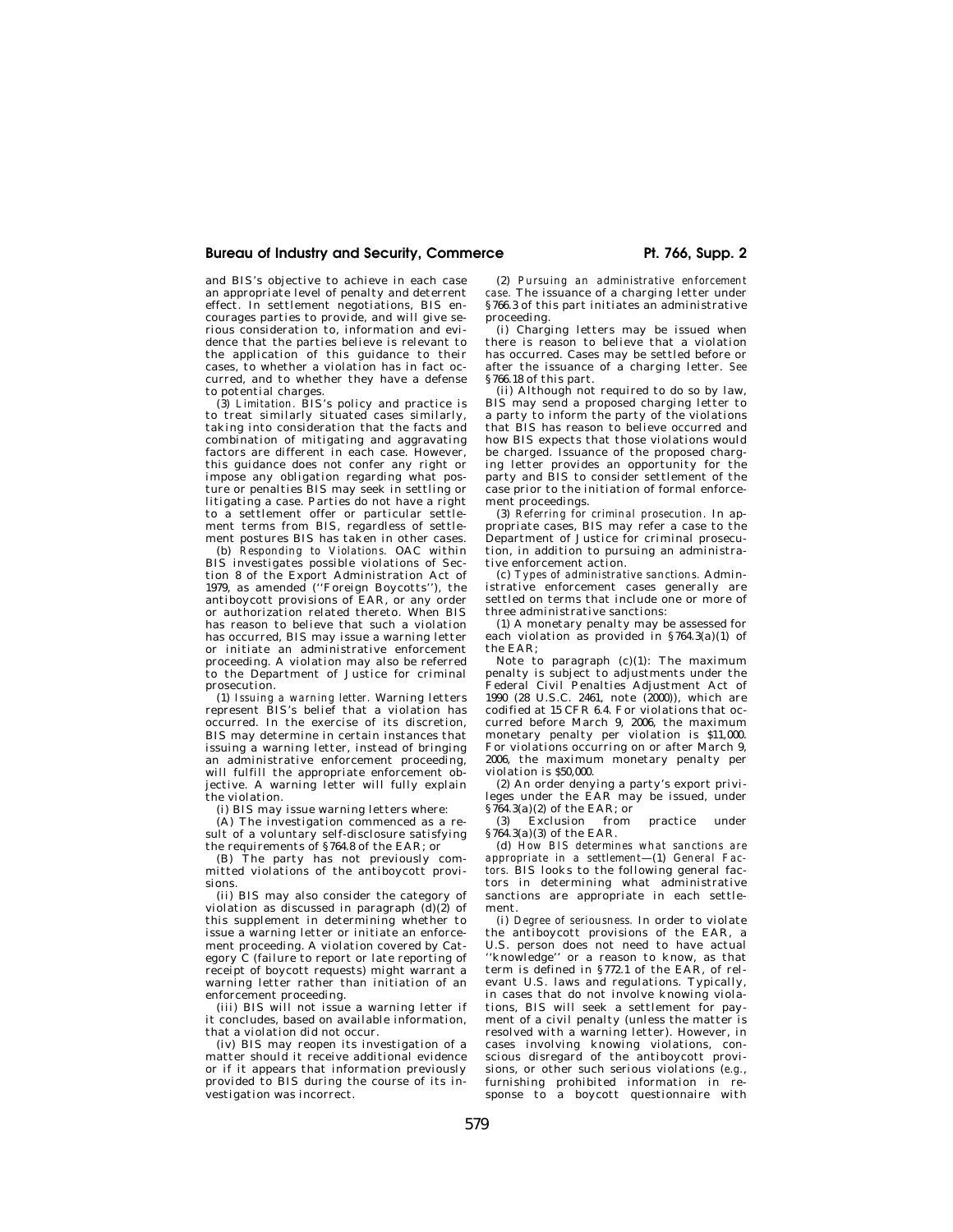and BIS's objective to achieve in each case an appropriate level of penalty and deterrent effect. In settlement negotiations, BIS encourages parties to provide, and will give serious consideration to, information and evidence that the parties believe is relevant to the application of this guidance to their cases, to whether a violation has in fact occurred, and to whether they have a defense to potential charges.

(3) *Limitation.* BIS's policy and practice is to treat similarly situated cases similarly, taking into consideration that the facts and combination of mitigating and aggravating factors are different in each case. However, this guidance does not confer any right or impose any obligation regarding what posture or penalties BIS may seek in settling or litigating a case. Parties do not have a right to a settlement offer or particular settlement terms from BIS, regardless of settlement postures BIS has taken in other cases.

(b) *Responding to Violations.* OAC within BIS investigates possible violations of Section 8 of the Export Administration Act of 1979, as amended (''Foreign Boycotts''), the antiboycott provisions of EAR, or any order or authorization related thereto. When BIS has reason to believe that such a violation has occurred, BIS may issue a warning letter or initiate an administrative enforcement proceeding. A violation may also be referred to the Department of Justice for criminal prosecution.

(1) *Issuing a warning letter.* Warning letters represent BIS's belief that a violation has occurred. In the exercise of its discretion, BIS may determine in certain instances that issuing a warning letter, instead of bringing an administrative enforcement proceeding, will fulfill the appropriate enforcement objective. A warning letter will fully explain the violation.

(i) BIS may issue warning letters where:

(A) The investigation commenced as a result of a voluntary self-disclosure satisfying the requirements of §764.8 of the EAR; or

(B) The party has not previously committed violations of the antiboycott provisions.

(ii) BIS may also consider the category of violation as discussed in paragraph (d)(2) of this supplement in determining whether to issue a warning letter or initiate an enforcement proceeding. A violation covered by Category C (failure to report or late reporting of receipt of boycott requests) might warrant a warning letter rather than initiation of an enforcement proceeding.

(iii) BIS will not issue a warning letter if it concludes, based on available information, that a violation did not occur.

(iv) BIS may reopen its investigation of a matter should it receive additional evidence or if it appears that information previously provided to BIS during the course of its investigation was incorrect.

(2) *Pursuing an administrative enforcement case.* The issuance of a charging letter under §766.3 of this part initiates an administrative proceeding.

(i) Charging letters may be issued when there is reason to believe that a violation has occurred. Cases may be settled before or after the issuance of a charging letter. *See* §766.18 of this part.

(ii) Although not required to do so by law, BIS may send a proposed charging letter to a party to inform the party of the violations that BIS has reason to believe occurred and how BIS expects that those violations would be charged. Issuance of the proposed charging letter provides an opportunity for the party and BIS to consider settlement of the case prior to the initiation of formal enforcement proceedings.

(3) *Referring for criminal prosecution.* In appropriate cases, BIS may refer a case to the Department of Justice for criminal prosecution, in addition to pursuing an administrative enforcement action.

(c) *Types of administrative sanctions.* Administrative enforcement cases generally are settled on terms that include one or more of three administrative sanctions:

(1) A monetary penalty may be assessed for each violation as provided in §764.3(a)(1) of the EAR;

Note to paragraph (c)(1): The maximum penalty is subject to adjustments under the Federal Civil Penalties Adjustment Act of 1990 (28 U.S.C. 2461, note (2000)), which are codified at 15 CFR 6.4. For violations that occurred before March 9, 2006, the maximum monetary penalty per violation is $11,000. For violations occurring on or after March 9, 2006, the maximum monetary penalty per violation is $50,000.

(2) An order denying a party's export privileges under the EAR may be issued, under §764.3(a)(2) of the EAR; or

(3) Exclusion from practice under §764.3(a)(3) of the EAR.

(d) *How BIS determines what sanctions are appropriate in a settlement*—(1) *General Factors.* BIS looks to the following general factors in determining what administrative sanctions are appropriate in each settlement.

(i) *Degree of seriousness.* In order to violate the antiboycott provisions of the EAR, a U.S. person does not need to have actual ''knowledge'' or a reason to know, as that term is defined in §772.1 of the EAR, of relevant U.S. laws and regulations. Typically, in cases that do not involve knowing violations, BIS will seek a settlement for payment of a civil penalty (unless the matter is resolved with a warning letter). However, in cases involving knowing violations, conscious disregard of the antiboycott provisions, or other such serious violations (*e.g.*, furnishing prohibited information in response to a boycott questionnaire with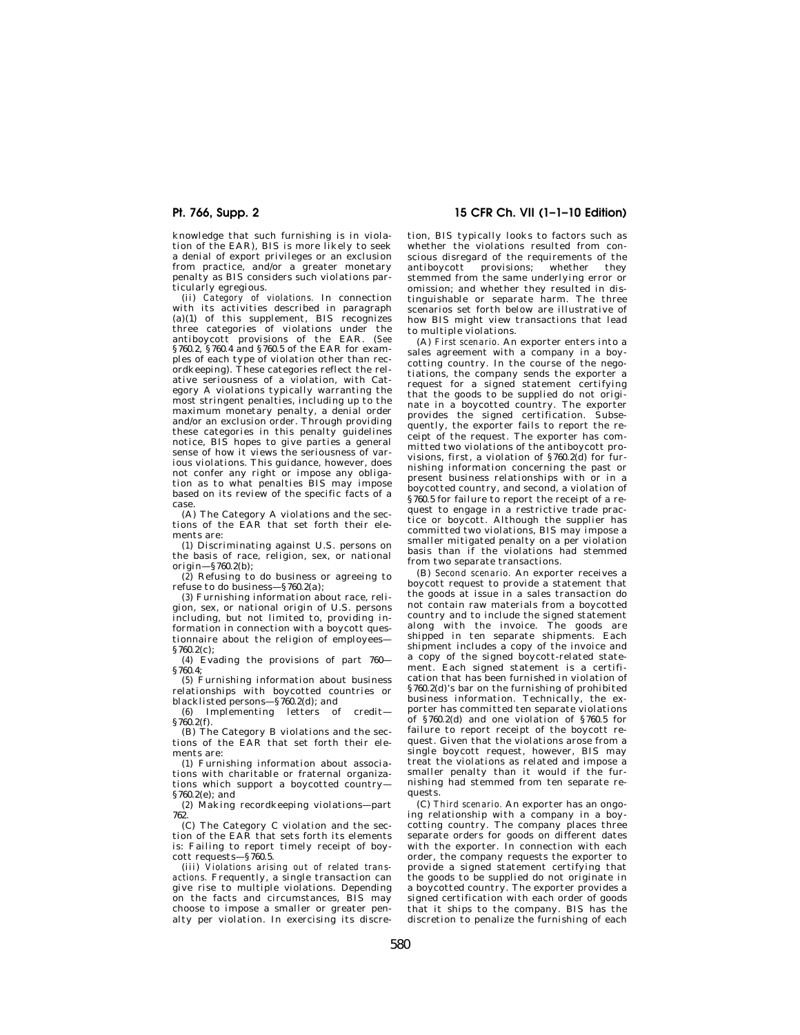knowledge that such furnishing is in violation of the EAR), BIS is more likely to seek a denial of export privileges or an exclusion from practice, and/or a greater monetary penalty as BIS considers such violations particularly egregious.

(ii) *Category of violations.* In connection with its activities described in paragraph (a)(1) of this supplement, BIS recognizes three categories of violations under the antiboycott provisions of the EAR. (*See* §760.2, §760.4 and §760.5 of the EAR for examples of each type of violation other than recordkeeping). These categories reflect the relative seriousness of a violation, with Category A violations typically warranting the most stringent penalties, including up to the maximum monetary penalty, a denial order and/or an exclusion order. Through providing these categories in this penalty guidelines notice, BIS hopes to give parties a general sense of how it views the seriousness of various violations. This guidance, however, does not confer any right or impose any obligation as to what penalties BIS may impose based on its review of the specific facts of a case.

(A) The Category A violations and the sections of the EAR that set forth their elements are:

(*1*) Discriminating against U.S. persons on the basis of race, religion, sex, or national origin—§760.2(b);

(*2*) Refusing to do business or agreeing to refuse to do business—§760.2(a);

(*3*) Furnishing information about race, religion, sex, or national origin of U.S. persons including, but not limited to, providing information in connection with a boycott questionnaire about the religion of employees—§760.2(c);

(*4*) Evading the provisions of part 760—§760.4;

(*5*) Furnishing information about business relationships with boycotted countries or blacklisted persons—§760.2(d); and

(*6*) Implementing letters of credit—§760.2(f).

(B) The Category B violations and the sections of the EAR that set forth their elements are:

(*1*) Furnishing information about associations with charitable or fraternal organizations which support a boycotted country—§760.2(e); and

(*2*) Making recordkeeping violations—part 762.

(C) The Category C violation and the section of the EAR that sets forth its elements is: Failing to report timely receipt of boycott requests—§760.5.

(iii) *Violations arising out of related transactions.* Frequently, a single transaction can give rise to multiple violations. Depending on the facts and circumstances, BIS may choose to impose a smaller or greater penalty per violation. In exercising its discretion, BIS typically looks to factors such as whether the violations resulted from conscious disregard of the requirements of the antiboycott provisions; whether they stemmed from the same underlying error or omission; and whether they resulted in distinguishable or separate harm. The three scenarios set forth below are illustrative of how BIS might view transactions that lead to multiple violations.

(A) *First scenario.* An exporter enters into a sales agreement with a company in a boycotting country. In the course of the negotiations, the company sends the exporter a request for a signed statement certifying that the goods to be supplied do not originate in a boycotted country. The exporter provides the signed certification. Subsequently, the exporter fails to report the receipt of the request. The exporter has committed two violations of the antiboycott provisions, first, a violation of §760.2(d) for furnishing information concerning the past or present business relationships with or in a boycotted country, and second, a violation of §760.5 for failure to report the receipt of a request to engage in a restrictive trade practice or boycott. Although the supplier has committed two violations, BIS may impose a smaller mitigated penalty on a per violation basis than if the violations had stemmed from two separate transactions.

(B) *Second scenario.* An exporter receives a boycott request to provide a statement that the goods at issue in a sales transaction do not contain raw materials from a boycotted country and to include the signed statement along with the invoice. The goods are shipped in ten separate shipments. Each shipment includes a copy of the invoice and a copy of the signed boycott-related statement. Each signed statement is a certification that has been furnished in violation of §760.2(d)'s bar on the furnishing of prohibited business information. Technically, the exporter has committed ten separate violations of §760.2(d) and one violation of §760.5 for failure to report receipt of the boycott request. Given that the violations arose from a single boycott request, however, BIS may treat the violations as related and impose a smaller penalty than it would if the furnishing had stemmed from ten separate requests.

(C) *Third scenario.* An exporter has an ongoing relationship with a company in a boycotting country. The company places three separate orders for goods on different dates with the exporter. In connection with each order, the company requests the exporter to provide a signed statement certifying that the goods to be supplied do not originate in a boycotted country. The exporter provides a signed certification with each order of goods that it ships to the company. BIS has the discretion to penalize the furnishing of each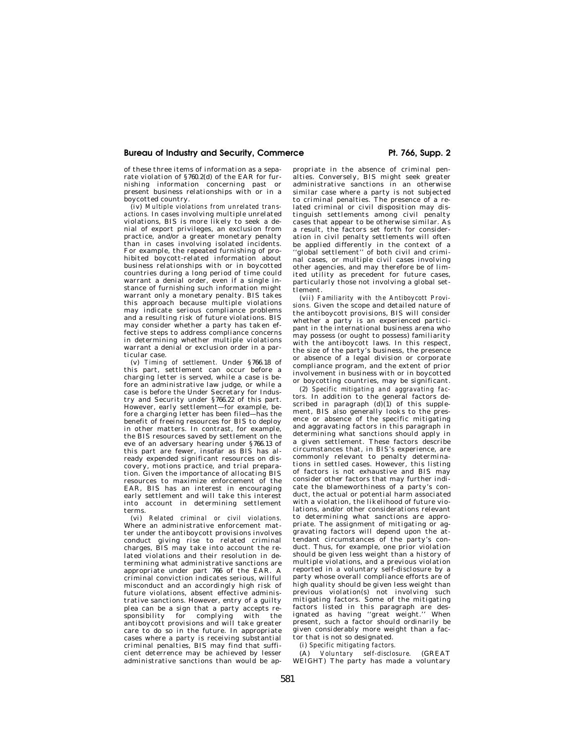of these three items of information as a separate violation of §760.2(d) of the EAR for furnishing information concerning past or present business relationships with or in a boycotted country.

(iv) *Multiple violations from unrelated transactions.* In cases involving multiple unrelated violations, BIS is more likely to seek a denial of export privileges, an exclusion from practice, and/or a greater monetary penalty than in cases involving isolated incidents. For example, the repeated furnishing of prohibited boycott-related information about business relationships with or in boycotted countries during a long period of time could warrant a denial order, even if a single instance of furnishing such information might warrant only a monetary penalty. BIS takes this approach because multiple violations may indicate serious compliance problems and a resulting risk of future violations. BIS may consider whether a party has taken effective steps to address compliance concerns in determining whether multiple violations warrant a denial or exclusion order in a particular case.

(v) *Timing of settlement.* Under §766.18 of this part, settlement can occur before a charging letter is served, while a case is before an administrative law judge, or while a case is before the Under Secretary for Industry and Security under §766.22 of this part. However, early settlement—for example, before a charging letter has been filed—has the benefit of freeing resources for BIS to deploy in other matters. In contrast, for example, the BIS resources saved by settlement on the eve of an adversary hearing under §766.13 of this part are fewer, insofar as BIS has already expended significant resources on discovery, motions practice, and trial preparation. Given the importance of allocating BIS resources to maximize enforcement of the EAR, BIS has an interest in encouraging early settlement and will take this interest into account in determining settlement terms.

(vi) *Related criminal or civil violations.* Where an administrative enforcement matter under the antiboycott provisions involves conduct giving rise to related criminal charges, BIS may take into account the related violations and their resolution in determining what administrative sanctions are appropriate under part 766 of the EAR. A criminal conviction indicates serious, willful misconduct and an accordingly high risk of future violations, absent effective administrative sanctions. However, entry of a guilty plea can be a sign that a party accepts responsibility for complying with the antiboycott provisions and will take greater care to do so in the future. In appropriate cases where a party is receiving substantial criminal penalties, BIS may find that sufficient deterrence may be achieved by lesser administrative sanctions than would be appropriate in the absence of criminal penalties. Conversely, BIS might seek greater administrative sanctions in an otherwise similar case where a party is not subjected to criminal penalties. The presence of a related criminal or civil disposition may distinguish settlements among civil penalty cases that appear to be otherwise similar. As a result, the factors set forth for consideration in civil penalty settlements will often be applied differently in the context of a "global settlement" of both civil and criminal cases, or multiple civil cases involving other agencies, and may therefore be of limited utility as precedent for future cases, particularly those not involving a global settlement.

(vii) *Familiarity with the Antiboycott Provisions.* Given the scope and detailed nature of the antiboycott provisions, BIS will consider whether a party is an experienced participant in the international business arena who may possess (or ought to possess) familiarity with the antiboycott laws. In this respect, the size of the party's business, the presence or absence of a legal division or corporate compliance program, and the extent of prior involvement in business with or in boycotted or boycotting countries, may be significant.

(2) *Specific mitigating and aggravating factors.* In addition to the general factors described in paragraph (d)(1) of this supplement, BIS also generally looks to the presence or absence of the specific mitigating and aggravating factors in this paragraph in determining what sanctions should apply in a given settlement. These factors describe circumstances that, in BIS's experience, are commonly relevant to penalty determinations in settled cases. However, this listing of factors is not exhaustive and BIS may consider other factors that may further indicate the blameworthiness of a party's conduct, the actual or potential harm associated with a violation, the likelihood of future violations, and/or other considerations relevant to determining what sanctions are appropriate. The assignment of mitigating or aggravating factors will depend upon the attendant circumstances of the party's conduct. Thus, for example, one prior violation should be given less weight than a history of multiple violations, and a previous violation reported in a voluntary self-disclosure by a party whose overall compliance efforts are of high quality should be given less weight than previous violation(s) not involving such mitigating factors. Some of the mitigating factors listed in this paragraph are designated as having "great weight." When present, such a factor should ordinarily be given considerably more weight than a factor that is not so designated.

(i) *Specific mitigating factors.*

(A) *Voluntary self-disclosure.* (GREAT WEIGHT) The party has made a voluntary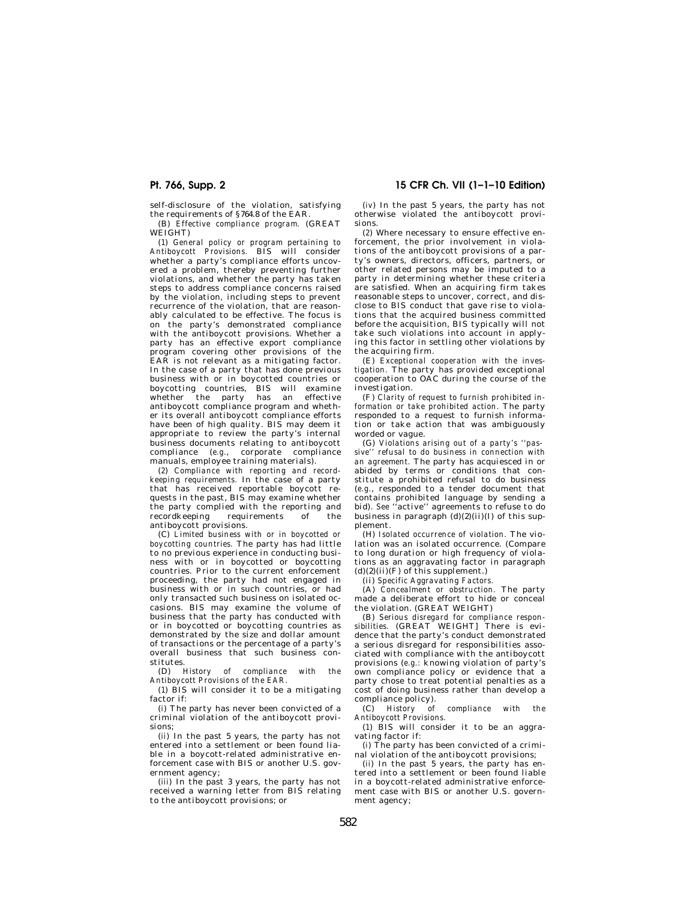self-disclosure of the violation, satisfying the requirements of §764.8 of the EAR.

(B) *Effective compliance program.* (GREAT WEIGHT)

(*1*) *General policy or program pertaining to Antiboycott Provisions.* BIS will consider whether a party's compliance efforts uncovered a problem, thereby preventing further violations, and whether the party has taken steps to address compliance concerns raised by the violation, including steps to prevent recurrence of the violation, that are reasonably calculated to be effective. The focus is on the party's demonstrated compliance with the antiboycott provisions. Whether a party has an effective export compliance program covering other provisions of the EAR is not relevant as a mitigating factor. In the case of a party that has done previous business with or in boycotted countries or boycotting countries, BIS will examine whether the party has an effective antiboycott compliance program and whether its overall antiboycott compliance efforts have been of high quality. BIS may deem it appropriate to review the party's internal business documents relating to antiboycott compliance (*e.g.*, corporate compliance manuals, employee training materials).

(*2*) *Compliance with reporting and recordkeeping requirements.* In the case of a party that has received reportable boycott requests in the past, BIS may examine whether the party complied with the reporting and recordkeeping requirements of the antiboycott provisions.

(C) *Limited business with or in boycotted or boycotting countries.* The party has had little to no previous experience in conducting business with or in boycotted or boycotting countries. Prior to the current enforcement proceeding, the party had not engaged in business with or in such countries, or had only transacted such business on isolated occasions. BIS may examine the volume of business that the party has conducted with or in boycotted or boycotting countries as demonstrated by the size and dollar amount of transactions or the percentage of a party's overall business that such business constitutes.

(D) *History of compliance with the Antiboycott Provisions of the EAR.*

(*1*) BIS will consider it to be a mitigating factor if:

(*i*) The party has never been convicted of a criminal violation of the antiboycott provisions;

(*ii*) In the past 5 years, the party has not entered into a settlement or been found liable in a boycott-related administrative enforcement case with BIS or another U.S. government agency;

(*iii*) In the past 3 years, the party has not received a warning letter from BIS relating to the antiboycott provisions; or

(*iv*) In the past 5 years, the party has not otherwise violated the antiboycott provisions.

(*2*) Where necessary to ensure effective enforcement, the prior involvement in violations of the antiboycott provisions of a party's owners, directors, officers, partners, or other related persons may be imputed to a party in determining whether these criteria are satisfied. When an acquiring firm takes reasonable steps to uncover, correct, and disclose to BIS conduct that gave rise to violations that the acquired business committed before the acquisition, BIS typically will not take such violations into account in applying this factor in settling other violations by the acquiring firm.

(E) *Exceptional cooperation with the investigation.* The party has provided exceptional cooperation to OAC during the course of the investigation.

(F) *Clarity of request to furnish prohibited information or take prohibited action.* The party responded to a request to furnish information or take action that was ambiguously worded or vague.

(G) *Violations arising out of a party's "passive" refusal to do business in connection with an agreement.* The party has acquiesced in or abided by terms or conditions that constitute a prohibited refusal to do business (*e.g.*, responded to a tender document that contains prohibited language by sending a bid). *See* "active" agreements to refuse to do business in paragraph (d)(2)(ii)(I) of this supplement.

(H) *Isolated occurrence of violation.* The violation was an isolated occurrence. (Compare to long duration or high frequency of violations as an aggravating factor in paragraph (d)(2)(ii)(F) of this supplement.)

(ii) *Specific Aggravating Factors.*

(A) *Concealment or obstruction.* The party made a deliberate effort to hide or conceal the violation. (GREAT WEIGHT)

(B) *Serious disregard for compliance responsibilities.* [GREAT WEIGHT] There is evidence that the party's conduct demonstrated a serious disregard for responsibilities associated with compliance with the antiboycott provisions (*e.g.*: knowing violation of party's own compliance policy or evidence that a party chose to treat potential penalties as a cost of doing business rather than develop a compliance policy).

(C) *History of compliance with the Antiboycott Provisions.*

(*1*) BIS will consider it to be an aggravating factor if:

(*i*) The party has been convicted of a criminal violation of the antiboycott provisions;

(*ii*) In the past 5 years, the party has entered into a settlement or been found liable in a boycott-related administrative enforcement case with BIS or another U.S. government agency;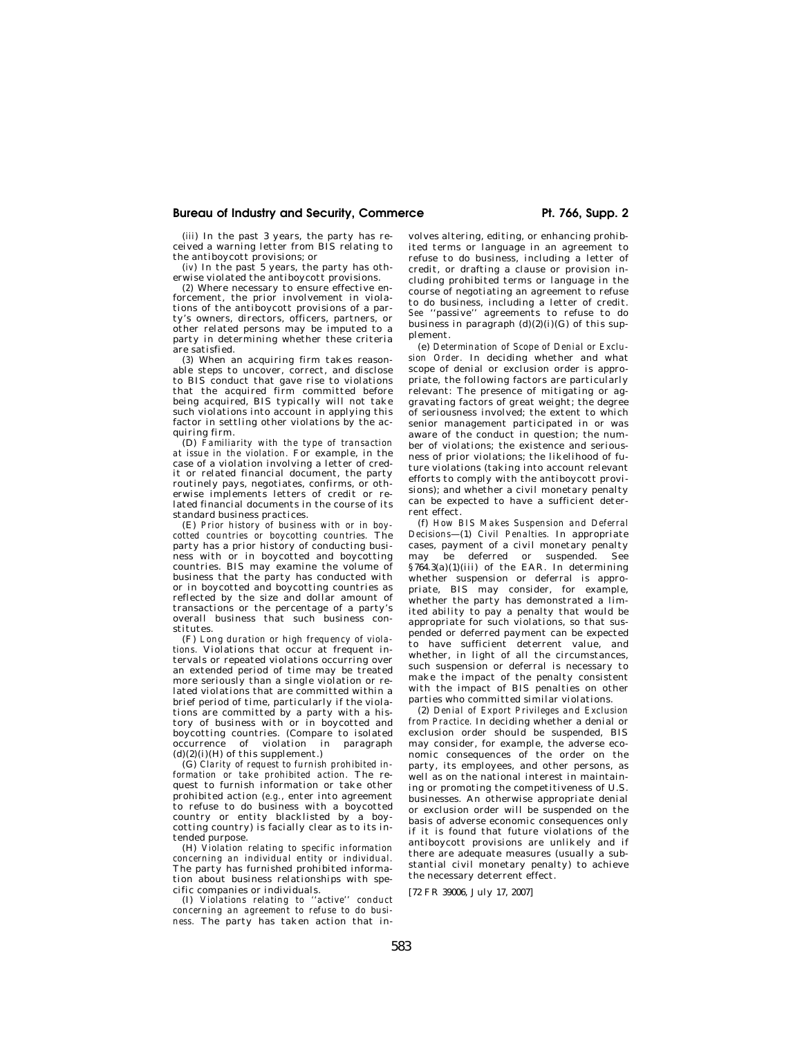(iii) In the past 3 years, the party has received a warning letter from BIS relating to the antiboycott provisions; or

(iv) In the past 5 years, the party has otherwise violated the antiboycott provisions.

(2) Where necessary to ensure effective enforcement, the prior involvement in violations of the antiboycott provisions of a party's owners, directors, officers, partners, or other related persons may be imputed to a party in determining whether these criteria are satisfied.

(3) When an acquiring firm takes reasonable steps to uncover, correct, and disclose to BIS conduct that gave rise to violations that the acquired firm committed before being acquired, BIS typically will not take such violations into account in applying this factor in settling other violations by the acquiring firm.

(D) *Familiarity with the type of transaction at issue in the violation.* For example, in the case of a violation involving a letter of credit or related financial document, the party routinely pays, negotiates, confirms, or otherwise implements letters of credit or related financial documents in the course of its standard business practices.

(E) *Prior history of business with or in boycotted countries or boycotting countries.* The party has a prior history of conducting business with or in boycotted and boycotting countries. BIS may examine the volume of business that the party has conducted with or in boycotted and boycotting countries as reflected by the size and dollar amount of transactions or the percentage of a party's overall business that such business constitutes.

(F) *Long duration or high frequency of violations.* Violations that occur at frequent intervals or repeated violations occurring over an extended period of time may be treated more seriously than a single violation or related violations that are committed within a brief period of time, particularly if the violations are committed by a party with a history of business with or in boycotted and boycotting countries. (Compare to isolated occurrence of violation in paragraph (d)(2)(i)(H) of this supplement.)

(G) *Clarity of request to furnish prohibited information or take prohibited action.* The request to furnish information or take other prohibited action (*e.g.*, enter into agreement to refuse to do business with a boycotted country or entity blacklisted by a boycotting country) is facially clear as to its intended purpose.

(H) *Violation relating to specific information concerning an individual entity or individual.* The party has furnished prohibited information about business relationships with specific companies or individuals.

(I) *Violations relating to ''active'' conduct concerning an agreement to refuse to do business.* The party has taken action that involves altering, editing, or enhancing prohibited terms or language in an agreement to refuse to do business, including a letter of credit, or drafting a clause or provision including prohibited terms or language in the course of negotiating an agreement to refuse to do business, including a letter of credit. *See* ''passive'' agreements to refuse to do business in paragraph (d)(2)(i)(G) of this supplement.

(e) *Determination of Scope of Denial or Exclusion Order.* In deciding whether and what scope of denial or exclusion order is appropriate, the following factors are particularly relevant: The presence of mitigating or aggravating factors of great weight; the degree of seriousness involved; the extent to which senior management participated in or was aware of the conduct in question; the number of violations; the existence and seriousness of prior violations; the likelihood of future violations (taking into account relevant efforts to comply with the antiboycott provisions); and whether a civil monetary penalty can be expected to have a sufficient deterrent effect.

(f) *How BIS Makes Suspension and Deferral Decisions*—(1) *Civil Penalties.* In appropriate cases, payment of a civil monetary penalty may be deferred or suspended. See §764.3(a)(1)(iii) of the EAR. In determining whether suspension or deferral is appropriate, BIS may consider, for example, whether the party has demonstrated a limited ability to pay a penalty that would be appropriate for such violations, so that suspended or deferred payment can be expected to have sufficient deterrent value, and whether, in light of all the circumstances, such suspension or deferral is necessary to make the impact of the penalty consistent with the impact of BIS penalties on other parties who committed similar violations.

(2) *Denial of Export Privileges and Exclusion from Practice.* In deciding whether a denial or exclusion order should be suspended, BIS may consider, for example, the adverse economic consequences of the order on the party, its employees, and other persons, as well as on the national interest in maintaining or promoting the competitiveness of U.S. businesses. An otherwise appropriate denial or exclusion order will be suspended on the basis of adverse economic consequences only if it is found that future violations of the antiboycott provisions are unlikely and if there are adequate measures (usually a substantial civil monetary penalty) to achieve the necessary deterrent effect.

[72 FR 39006, July 17, 2007]